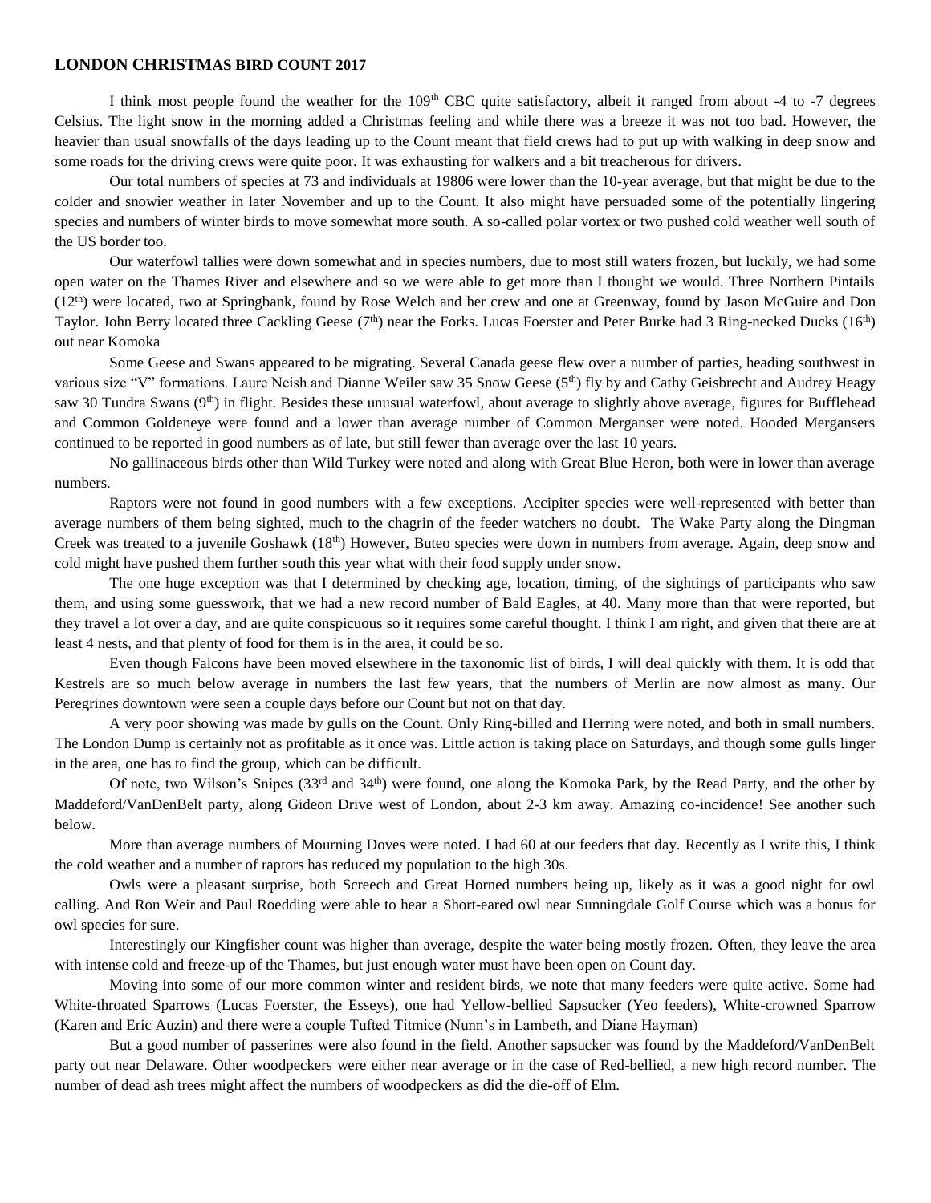# LONDON CHRISTMAS BIRD COUNT 2017

I think most people found the weather for the 109th CBC quite satisfactory, albeit it ranged from about -4 to -7 degrees Celsius. The light snow in the morning added a Christmas feeling and while there was a breeze it was not too bad. However, the heavier than usual snowfalls of the days leading up to the Count meant that field crews had to put up with walking in deep snow and some roads for the driving crews were quite poor. It was exhausting for walkers and a bit treacherous for drivers.

Our total numbers of species at 73 and individuals at 19806 were lower than the 10-year average, but that might be due to the colder and snowier weather in later November and up to the Count. It also might have persuaded some of the potentially lingering species and numbers of winter birds to move somewhat more south. A so-called polar vortex or two pushed cold weather well south of the US border too.

Our waterfowl tallies were down somewhat and in species numbers, due to most still waters frozen, but luckily, we had some open water on the Thames River and elsewhere and so we were able to get more than I thought we would. Three Northern Pintails (12th) were located, two at Springbank, found by Rose Welch and her crew and one at Greenway, found by Jason McGuire and Don Taylor. John Berry located three Cackling Geese (7th) near the Forks. Lucas Foerster and Peter Burke had 3 Ring-necked Ducks (16th) out near Komoka

Some Geese and Swans appeared to be migrating. Several Canada geese flew over a number of parties, heading southwest in various size "V" formations. Laure Neish and Dianne Weiler saw 35 Snow Geese (5th) fly by and Cathy Geisbrecht and Audrey Heagy saw 30 Tundra Swans (9th) in flight. Besides these unusual waterfowl, about average to slightly above average, figures for Bufflehead and Common Goldeneye were found and a lower than average number of Common Merganser were noted. Hooded Mergansers continued to be reported in good numbers as of late, but still fewer than average over the last 10 years.

No gallinaceous birds other than Wild Turkey were noted and along with Great Blue Heron, both were in lower than average numbers.

Raptors were not found in good numbers with a few exceptions. Accipiter species were well-represented with better than average numbers of them being sighted, much to the chagrin of the feeder watchers no doubt. The Wake Party along the Dingman Creek was treated to a juvenile Goshawk (18th) However, Buteo species were down in numbers from average. Again, deep snow and cold might have pushed them further south this year what with their food supply under snow.

The one huge exception was that I determined by checking age, location, timing, of the sightings of participants who saw them, and using some guesswork, that we had a new record number of Bald Eagles, at 40. Many more than that were reported, but they travel a lot over a day, and are quite conspicuous so it requires some careful thought. I think I am right, and given that there are at least 4 nests, and that plenty of food for them is in the area, it could be so.

Even though Falcons have been moved elsewhere in the taxonomic list of birds, I will deal quickly with them. It is odd that Kestrels are so much below average in numbers the last few years, that the numbers of Merlin are now almost as many. Our Peregrines downtown were seen a couple days before our Count but not on that day.

A very poor showing was made by gulls on the Count. Only Ring-billed and Herring were noted, and both in small numbers. The London Dump is certainly not as profitable as it once was. Little action is taking place on Saturdays, and though some gulls linger in the area, one has to find the group, which can be difficult.

Of note, two Wilson's Snipes (33rd and 34th) were found, one along the Komoka Park, by the Read Party, and the other by Maddeford/VanDenBelt party, along Gideon Drive west of London, about 2-3 km away. Amazing co-incidence! See another such below.

More than average numbers of Mourning Doves were noted. I had 60 at our feeders that day. Recently as I write this, I think the cold weather and a number of raptors has reduced my population to the high 30s.

Owls were a pleasant surprise, both Screech and Great Horned numbers being up, likely as it was a good night for owl calling. And Ron Weir and Paul Roedding were able to hear a Short-eared owl near Sunningdale Golf Course which was a bonus for owl species for sure.

Interestingly our Kingfisher count was higher than average, despite the water being mostly frozen. Often, they leave the area with intense cold and freeze-up of the Thames, but just enough water must have been open on Count day.

Moving into some of our more common winter and resident birds, we note that many feeders were quite active. Some had White-throated Sparrows (Lucas Foerster, the Esseys), one had Yellow-bellied Sapsucker (Yeo feeders), White-crowned Sparrow (Karen and Eric Auzin) and there were a couple Tufted Titmice (Nunn's in Lambeth, and Diane Hayman)

But a good number of passerines were also found in the field. Another sapsucker was found by the Maddeford/VanDenBelt party out near Delaware. Other woodpeckers were either near average or in the case of Red-bellied, a new high record number. The number of dead ash trees might affect the numbers of woodpeckers as did the die-off of Elm.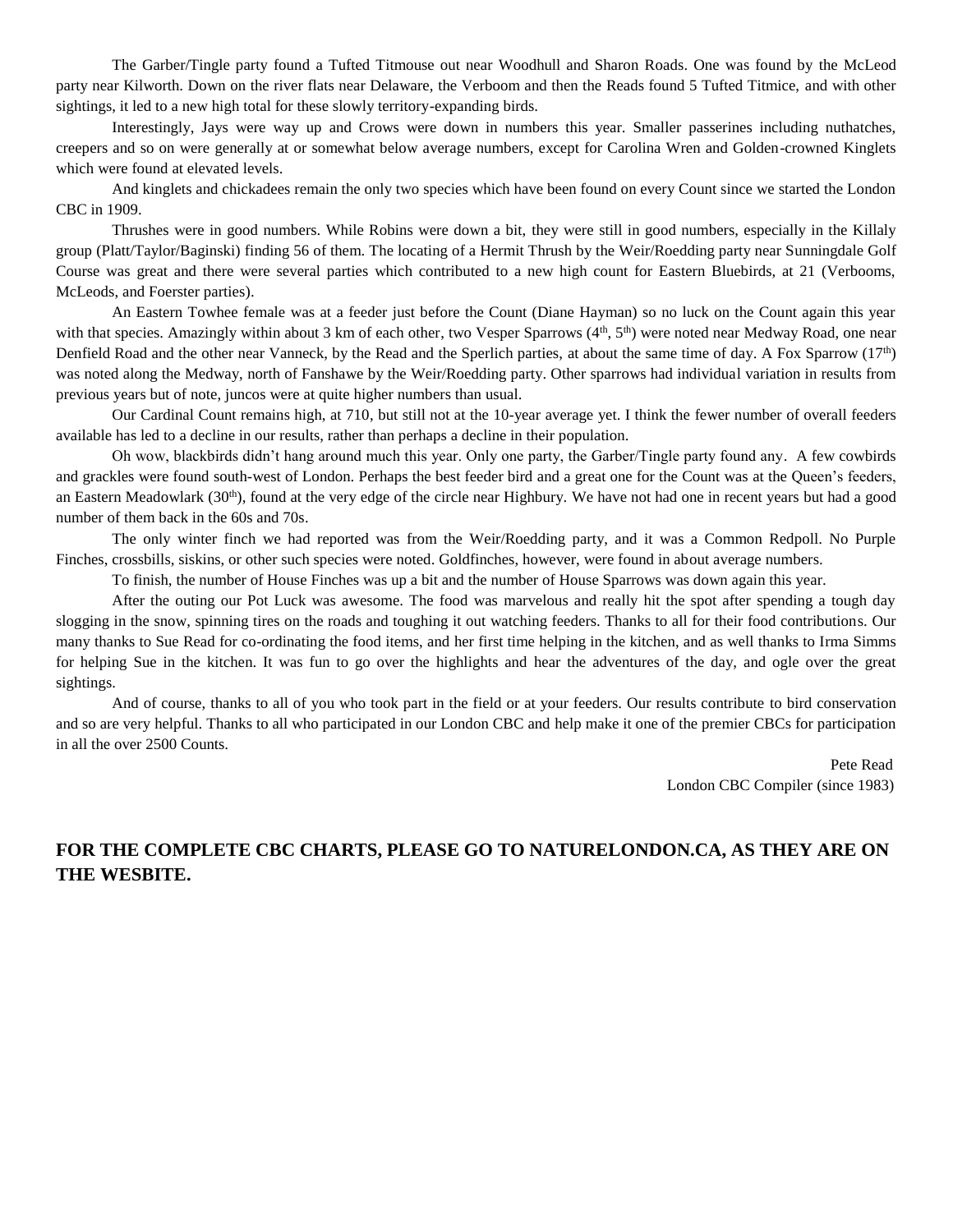The Garber/Tingle party found a Tufted Titmouse out near Woodhull and Sharon Roads. One was found by the McLeod party near Kilworth. Down on the river flats near Delaware, the Verboom and then the Reads found 5 Tufted Titmice, and with other sightings, it led to a new high total for these slowly territory-expanding birds.

Interestingly, Jays were way up and Crows were down in numbers this year. Smaller passerines including nuthatches, creepers and so on were generally at or somewhat below average numbers, except for Carolina Wren and Golden-crowned Kinglets which were found at elevated levels.

And kinglets and chickadees remain the only two species which have been found on every Count since we started the London CBC in 1909.

Thrushes were in good numbers. While Robins were down a bit, they were still in good numbers, especially in the Killaly group (Platt/Taylor/Baginski) finding 56 of them. The locating of a Hermit Thrush by the Weir/Roedding party near Sunningdale Golf Course was great and there were several parties which contributed to a new high count for Eastern Bluebirds, at 21 (Verbooms, McLeods, and Foerster parties).

An Eastern Towhee female was at a feeder just before the Count (Diane Hayman) so no luck on the Count again this year with that species. Amazingly within about 3 km of each other, two Vesper Sparrows (4th, 5th) were noted near Medway Road, one near Denfield Road and the other near Vanneck, by the Read and the Sperlich parties, at about the same time of day. A Fox Sparrow (17th) was noted along the Medway, north of Fanshawe by the Weir/Roedding party. Other sparrows had individual variation in results from previous years but of note, juncos were at quite higher numbers than usual.

Our Cardinal Count remains high, at 710, but still not at the 10-year average yet. I think the fewer number of overall feeders available has led to a decline in our results, rather than perhaps a decline in their population.

Oh wow, blackbirds didn't hang around much this year. Only one party, the Garber/Tingle party found any. A few cowbirds and grackles were found south-west of London. Perhaps the best feeder bird and a great one for the Count was at the Queen's feeders, an Eastern Meadowlark (30th), found at the very edge of the circle near Highbury. We have not had one in recent years but had a good number of them back in the 60s and 70s.

The only winter finch we had reported was from the Weir/Roedding party, and it was a Common Redpoll. No Purple Finches, crossbills, siskins, or other such species were noted. Goldfinches, however, were found in about average numbers.

To finish, the number of House Finches was up a bit and the number of House Sparrows was down again this year.

After the outing our Pot Luck was awesome. The food was marvelous and really hit the spot after spending a tough day slogging in the snow, spinning tires on the roads and toughing it out watching feeders. Thanks to all for their food contributions. Our many thanks to Sue Read for co-ordinating the food items, and her first time helping in the kitchen, and as well thanks to Irma Simms for helping Sue in the kitchen. It was fun to go over the highlights and hear the adventures of the day, and ogle over the great sightings.

And of course, thanks to all of you who took part in the field or at your feeders. Our results contribute to bird conservation and so are very helpful. Thanks to all who participated in our London CBC and help make it one of the premier CBCs for participation in all the over 2500 Counts.

Pete Read
London CBC Compiler (since 1983)

**FOR THE COMPLETE CBC CHARTS, PLEASE GO TO NATURELONDON.CA, AS THEY ARE ON THE WESBITE.**